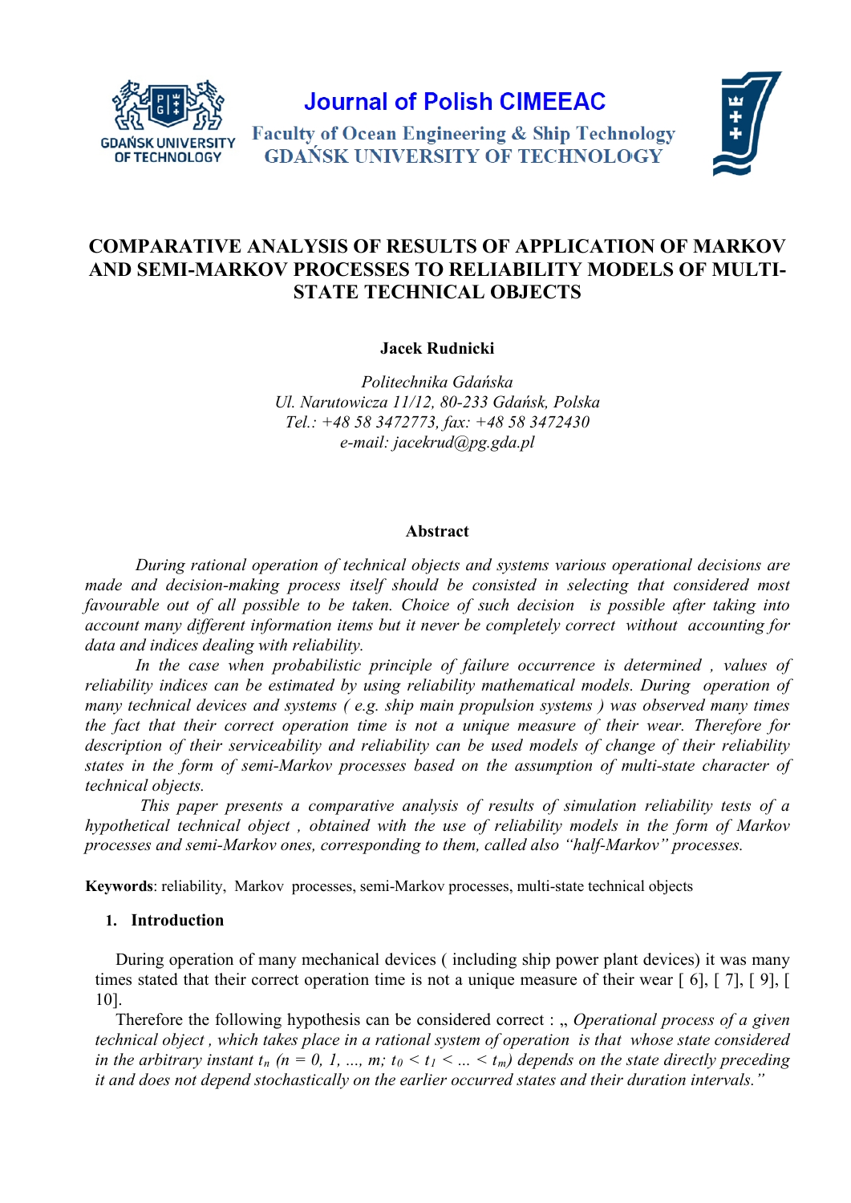Journal of Polish CIMEEAC

Faculty of Ocean Engineering & Ship Technology
GDAŃSK UNIVERSITY OF TECHNOLOGY

# COMPARATIVE ANALYSIS OF RESULTS OF APPLICATION OF MARKOV AND SEMI-MARKOV PROCESSES TO RELIABILITY MODELS OF MULTI-STATE TECHNICAL OBJECTS

**Jacek Rudnicki**

*Politechnika Gdańska*
*Ul. Narutowicza 11/12, 80-233 Gdańsk, Polska*
*Tel.: +48 58 3472773, fax: +48 58 3472430*
*e-mail: jacekrud@pg.gda.pl*

## Abstract

*During rational operation of technical objects and systems various operational decisions are made and decision-making process itself should be consisted in selecting that considered most favourable out of all possible to be taken. Choice of such decision is possible after taking into account many different information items but it never be completely correct without accounting for data and indices dealing with reliability.*

*In the case when probabilistic principle of failure occurrence is determined , values of reliability indices can be estimated by using reliability mathematical models. During operation of many technical devices and systems ( e.g. ship main propulsion systems ) was observed many times the fact that their correct operation time is not a unique measure of their wear. Therefore for description of their serviceability and reliability can be used models of change of their reliability states in the form of semi-Markov processes based on the assumption of multi-state character of technical objects.*

*This paper presents a comparative analysis of results of simulation reliability tests of a hypothetical technical object , obtained with the use of reliability models in the form of Markov processes and semi-Markov ones, corresponding to them, called also "half-Markov" processes.*

**Keywords**: reliability, Markov processes, semi-Markov processes, multi-state technical objects

## 1. Introduction

During operation of many mechanical devices ( including ship power plant devices) it was many times stated that their correct operation time is not a unique measure of their wear [ 6], [ 7], [ 9], [ 10].

Therefore the following hypothesis can be considered correct : „ *Operational process of a given technical object , which takes place in a rational system of operation is that whose state considered in the arbitrary instant $t_n$ ($n = 0, 1, ..., m$; $t_0 < t_1 < ... < t_m$) depends on the state directly preceding it and does not depend stochastically on the earlier occurred states and their duration intervals."*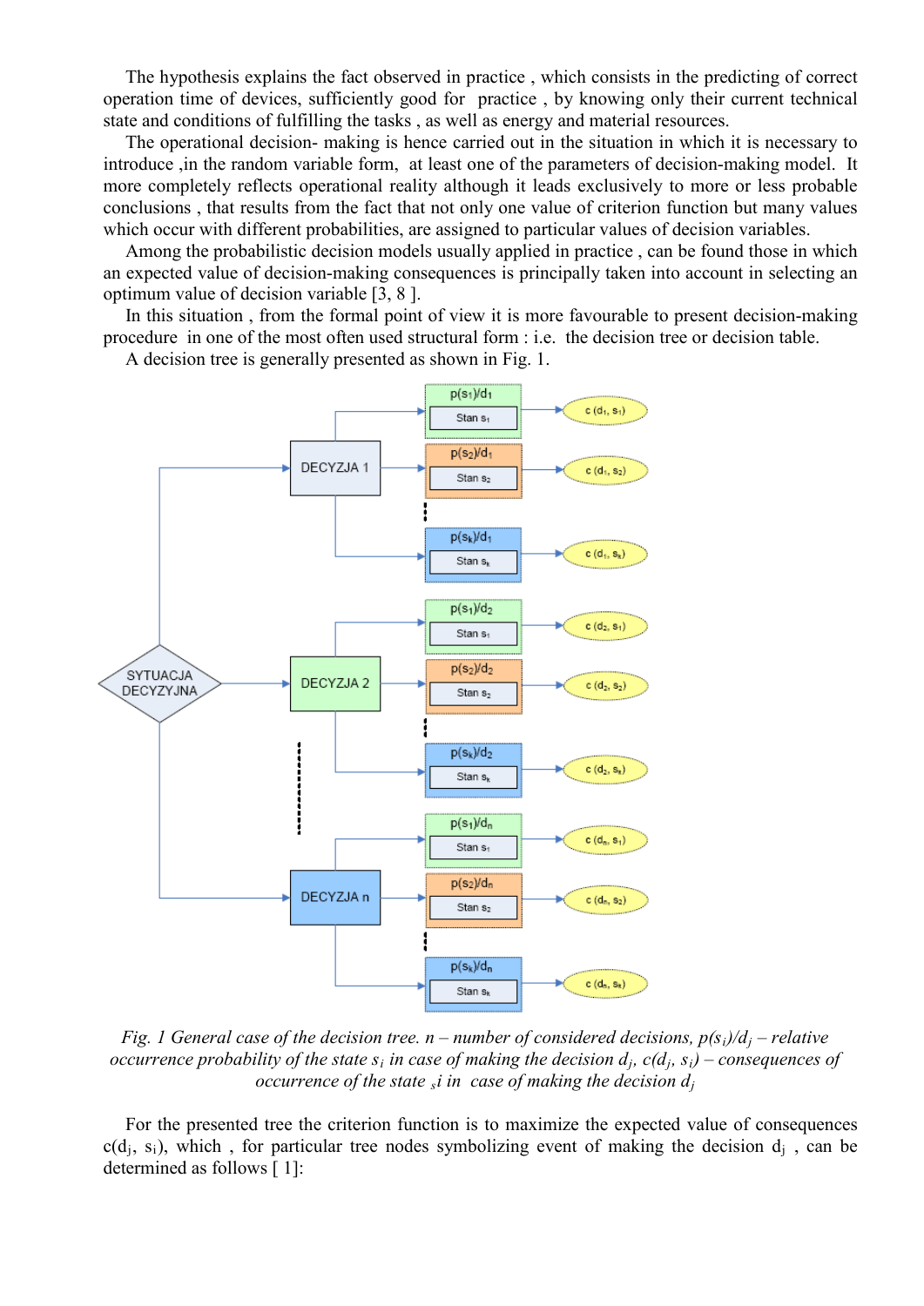The hypothesis explains the fact observed in practice , which consists in the predicting of correct operation time of devices, sufficiently good for practice , by knowing only their current technical state and conditions of fulfilling the tasks , as well as energy and material resources.

The operational decision- making is hence carried out in the situation in which it is necessary to introduce ,in the random variable form, at least one of the parameters of decision-making model. It more completely reflects operational reality although it leads exclusively to more or less probable conclusions , that results from the fact that not only one value of criterion function but many values which occur with different probabilities, are assigned to particular values of decision variables.

Among the probabilistic decision models usually applied in practice , can be found those in which an expected value of decision-making consequences is principally taken into account in selecting an optimum value of decision variable [3, 8 ].

In this situation , from the formal point of view it is more favourable to present decision-making procedure in one of the most often used structural form : i.e. the decision tree or decision table.

A decision tree is generally presented as shown in Fig. 1.

*Fig. 1 General case of the decision tree. n – number of considered decisions, $p(s_i)/d_j$ – relative occurrence probability of the state $s_i$ in case of making the decision $d_j$, $c(d_j, s_i)$ – consequences of occurrence of the state $s_i$ in case of making the decision $d_j$*

For the presented tree the criterion function is to maximize the expected value of consequences $c(d_j, s_i)$, which , for particular tree nodes symbolizing event of making the decision $d_j$ , can be determined as follows [ 1]: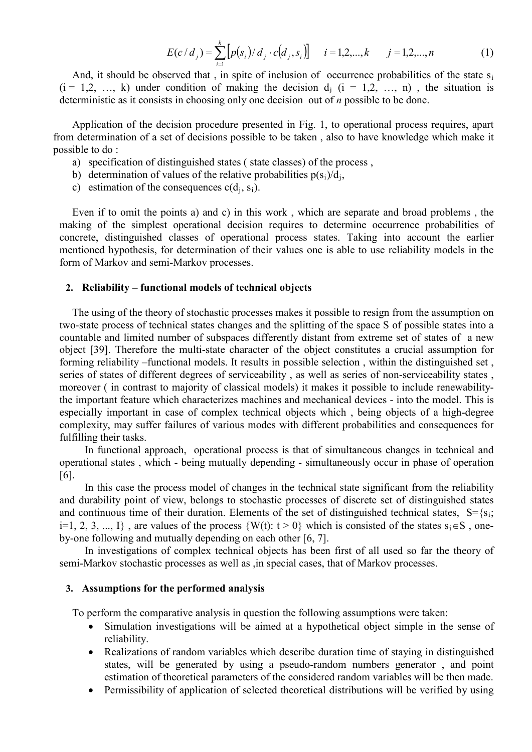$$E(c/d_j) = \sum_{i=1}^{k} \left[ p(s_i)/d_j \cdot c(d_j, s_i) \right] \quad i = 1,2,...,k \quad j = 1,2,...,n \tag{1}$$

And, it should be observed that , in spite of inclusion of occurrence probabilities of the state $s_i$ ($i = 1,2, …, k$) under condition of making the decision $d_j$ ($i = 1,2, …, n$) , the situation is deterministic as it consists in choosing only one decision out of *n* possible to be done.

Application of the decision procedure presented in Fig. 1, to operational process requires, apart from determination of a set of decisions possible to be taken , also to have knowledge which make it possible to do :

a) specification of distinguished states ( state classes) of the process ,
b) determination of values of the relative probabilities $p(s_i)/d_j$,
c) estimation of the consequences $c(d_j, s_i)$.

Even if to omit the points a) and c) in this work , which are separate and broad problems , the making of the simplest operational decision requires to determine occurrence probabilities of concrete, distinguished classes of operational process states. Taking into account the earlier mentioned hypothesis, for determination of their values one is able to use reliability models in the form of Markov and semi-Markov processes.

## 2. Reliability – functional models of technical objects

The using of the theory of stochastic processes makes it possible to resign from the assumption on two-state process of technical states changes and the splitting of the space S of possible states into a countable and limited number of subspaces differently distant from extreme set of states of a new object [39]. Therefore the multi-state character of the object constitutes a crucial assumption for forming reliability –functional models. It results in possible selection , within the distinguished set , series of states of different degrees of serviceability , as well as series of non-serviceability states , moreover ( in contrast to majority of classical models) it makes it possible to include renewability- the important feature which characterizes machines and mechanical devices - into the model. This is especially important in case of complex technical objects which , being objects of a high-degree complexity, may suffer failures of various modes with different probabilities and consequences for fulfilling their tasks.

In functional approach, operational process is that of simultaneous changes in technical and operational states , which - being mutually depending - simultaneously occur in phase of operation [6].

In this case the process model of changes in the technical state significant from the reliability and durability point of view, belongs to stochastic processes of discrete set of distinguished states and continuous time of their duration. Elements of the set of distinguished technical states, $S=\{s_i; i=1, 2, 3, ..., I\}$ , are values of the process $\{W(t): t > 0\}$ which is consisted of the states $s_i \in S$ , one-by-one following and mutually depending on each other [6, 7].

In investigations of complex technical objects has been first of all used so far the theory of semi-Markov stochastic processes as well as ,in special cases, that of Markov processes.

## 3. Assumptions for the performed analysis

To perform the comparative analysis in question the following assumptions were taken:

- Simulation investigations will be aimed at a hypothetical object simple in the sense of reliability.
- Realizations of random variables which describe duration time of staying in distinguished states, will be generated by using a pseudo-random numbers generator , and point estimation of theoretical parameters of the considered random variables will be then made.
- Permissibility of application of selected theoretical distributions will be verified by using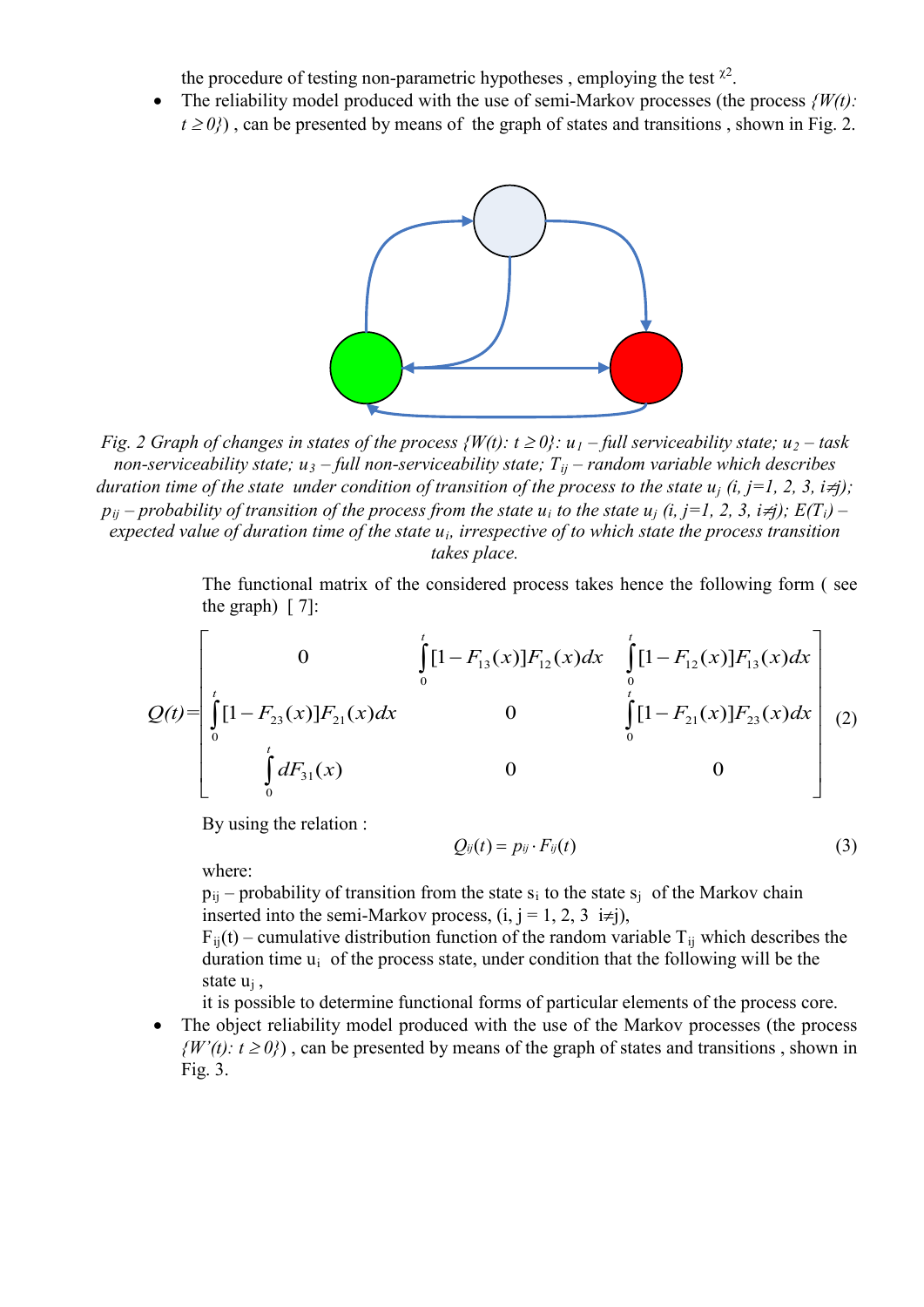the procedure of testing non-parametric hypotheses , employing the test $\chi^2$.

- The reliability model produced with the use of semi-Markov processes (the process *{W(t): t ≥ 0}*) , can be presented by means of the graph of states and transitions , shown in Fig. 2.

*Fig. 2 Graph of changes in states of the process {W(t): t ≥ 0}: $u_1$ – full serviceability state; $u_2$ – task non-serviceability state; $u_3$ – full non-serviceability state; $T_{ij}$ – random variable which describes duration time of the state under condition of transition of the process to the state $u_j$ (i, j=1, 2, 3, i≠j); $p_{ij}$ – probability of transition of the process from the state $u_i$ to the state $u_j$ (i, j=1, 2, 3, i≠j); $E(T_i)$ – expected value of duration time of the state $u_i$, irrespective of to which state the process transition takes place.*

The functional matrix of the considered process takes hence the following form ( see the graph) [ 7]:

$$Q(t)=\begin{bmatrix} 0 & \int_0^t [1-F_{13}(x)]F_{12}(x)dx & \int_0^t [1-F_{12}(x)]F_{13}(x)dx \\ \int_0^t [1-F_{23}(x)]F_{21}(x)dx & 0 & \int_0^t [1-F_{21}(x)]F_{23}(x)dx \\ \int_0^t dF_{31}(x) & 0 & 0 \end{bmatrix} \quad (2)$$

By using the relation :

$$Q_{ij}(t) = p_{ij} \cdot F_{ij}(t) \quad (3)$$

where:

$p_{ij}$ – probability of transition from the state $s_i$ to the state $s_j$ of the Markov chain inserted into the semi-Markov process, (i, j = 1, 2, 3 i≠j),

$F_{ij}(t)$ – cumulative distribution function of the random variable $T_{ij}$ which describes the duration time $u_i$ of the process state, under condition that the following will be the state $u_j$ ,

it is possible to determine functional forms of particular elements of the process core.

- The object reliability model produced with the use of the Markov processes (the process *{W'(t): t ≥ 0}*) , can be presented by means of the graph of states and transitions , shown in Fig. 3.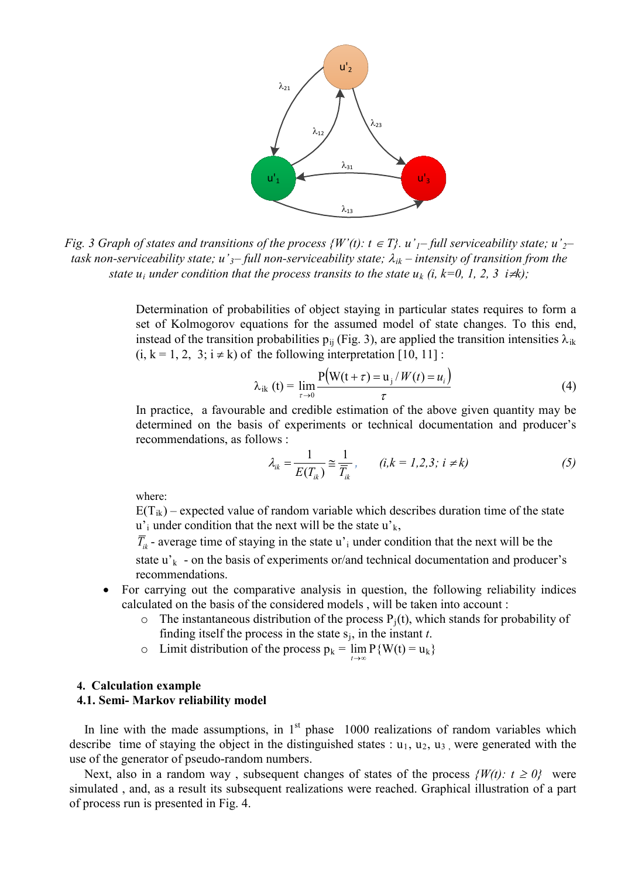*Fig. 3 Graph of states and transitions of the process $\{W'(t): t \in T\}$. $u'_1$– full serviceability state; $u'_2$– task non-serviceability state; $u'_3$– full non-serviceability state; $\lambda_{ik}$ – intensity of transition from the state $u_i$ under condition that the process transits to the state $u_k$ (i, k=0, 1, 2, 3 $i \neq k$);*

Determination of probabilities of object staying in particular states requires to form a set of Kolmogorov equations for the assumed model of state changes. To this end, instead of the transition probabilities $p_{ij}$ (Fig. 3), are applied the transition intensities $\lambda_{ik}$ (i, k = 1, 2, 3; $i \neq k$) of the following interpretation [10, 11] :

$$\lambda_{ik}(t) = \lim_{\tau \to 0} \frac{P\left(W(t+\tau) = u_j / W(t) = u_i\right)}{\tau} \tag{4}$$

In practice, a favourable and credible estimation of the above given quantity may be determined on the basis of experiments or technical documentation and producer's recommendations, as follows :

$$\lambda_{ik} = \frac{1}{E(T_{ik})} \cong \frac{1}{\overline{T}_{ik}}, \qquad (i,k = 1,2,3;\ i \neq k) \tag{5}$$

where:

$E(T_{ik})$ – expected value of random variable which describes duration time of the state $u'_i$ under condition that the next will be the state $u'_k$,

$\overline{T}_{ik}$ - average time of staying in the state $u'_i$ under condition that the next will be the state $u'_k$ - on the basis of experiments or/and technical documentation and producer's recommendations.

- For carrying out the comparative analysis in question, the following reliability indices calculated on the basis of the considered models , will be taken into account :
  - The instantaneous distribution of the process $P_j(t)$, which stands for probability of finding itself the process in the state $s_j$, in the instant $t$.
  - Limit distribution of the process $p_k = \lim_{t \to \infty} P\{W(t) = u_k\}$

## 4. Calculation example

### 4.1. Semi- Markov reliability model

In line with the made assumptions, in 1st phase 1000 realizations of random variables which describe time of staying the object in the distinguished states : $u_1$, $u_2$, $u_3$ , were generated with the use of the generator of pseudo-random numbers.

Next, also in a random way , subsequent changes of states of the process $\{W(t): t \geq 0\}$ were simulated , and, as a result its subsequent realizations were reached. Graphical illustration of a part of process run is presented in Fig. 4.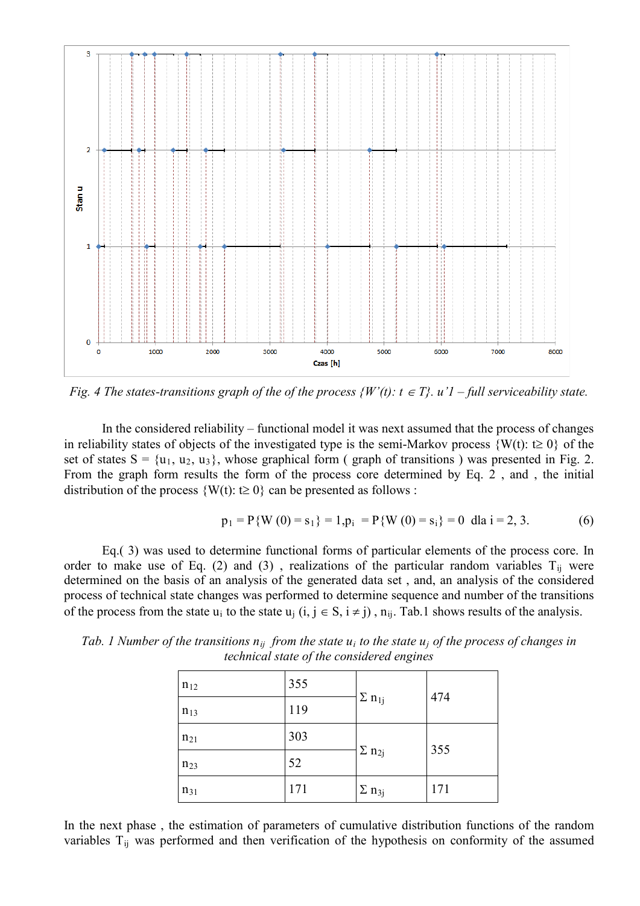*Fig. 4 The states-transitions graph of the of the process {W'(t): t ∈ T}. u'1 – full serviceability state.*

In the considered reliability – functional model it was next assumed that the process of changes in reliability states of objects of the investigated type is the semi-Markov process {W(t): t≥ 0} of the set of states S = {$u_1$, $u_2$, $u_3$}, whose graphical form ( graph of transitions ) was presented in Fig. 2. From the graph form results the form of the process core determined by Eq. 2 , and , the initial distribution of the process {W(t): t≥ 0} can be presented as follows :

$$p_1 = P\{W(0) = s_1\} = 1, p_i = P\{W(0) = s_i\} = 0 \text{ dla } i = 2, 3. \tag{6}$$

Eq.( 3) was used to determine functional forms of particular elements of the process core. In order to make use of Eq. (2) and (3) , realizations of the particular random variables $T_{ij}$ were determined on the basis of an analysis of the generated data set , and, an analysis of the considered process of technical state changes was performed to determine sequence and number of the transitions of the process from the state $u_i$ to the state $u_j$ (i, j ∈ S, i ≠ j) , $n_{ij}$. Tab.1 shows results of the analysis.

*Tab. 1 Number of the transitions $n_{ij}$ from the state $u_i$ to the state $u_j$ of the process of changes in technical state of the considered engines*

| | | | |
|---|---|---|---|
| $n_{12}$ | 355 | $\Sigma\, n_{1j}$ | 474 |
| $n_{13}$ | 119 | | |
| $n_{21}$ | 303 | $\Sigma\, n_{2j}$ | 355 |
| $n_{23}$ | 52 | | |
| $n_{31}$ | 171 | $\Sigma\, n_{3j}$ | 171 |

In the next phase , the estimation of parameters of cumulative distribution functions of the random variables $T_{ij}$ was performed and then verification of the hypothesis on conformity of the assumed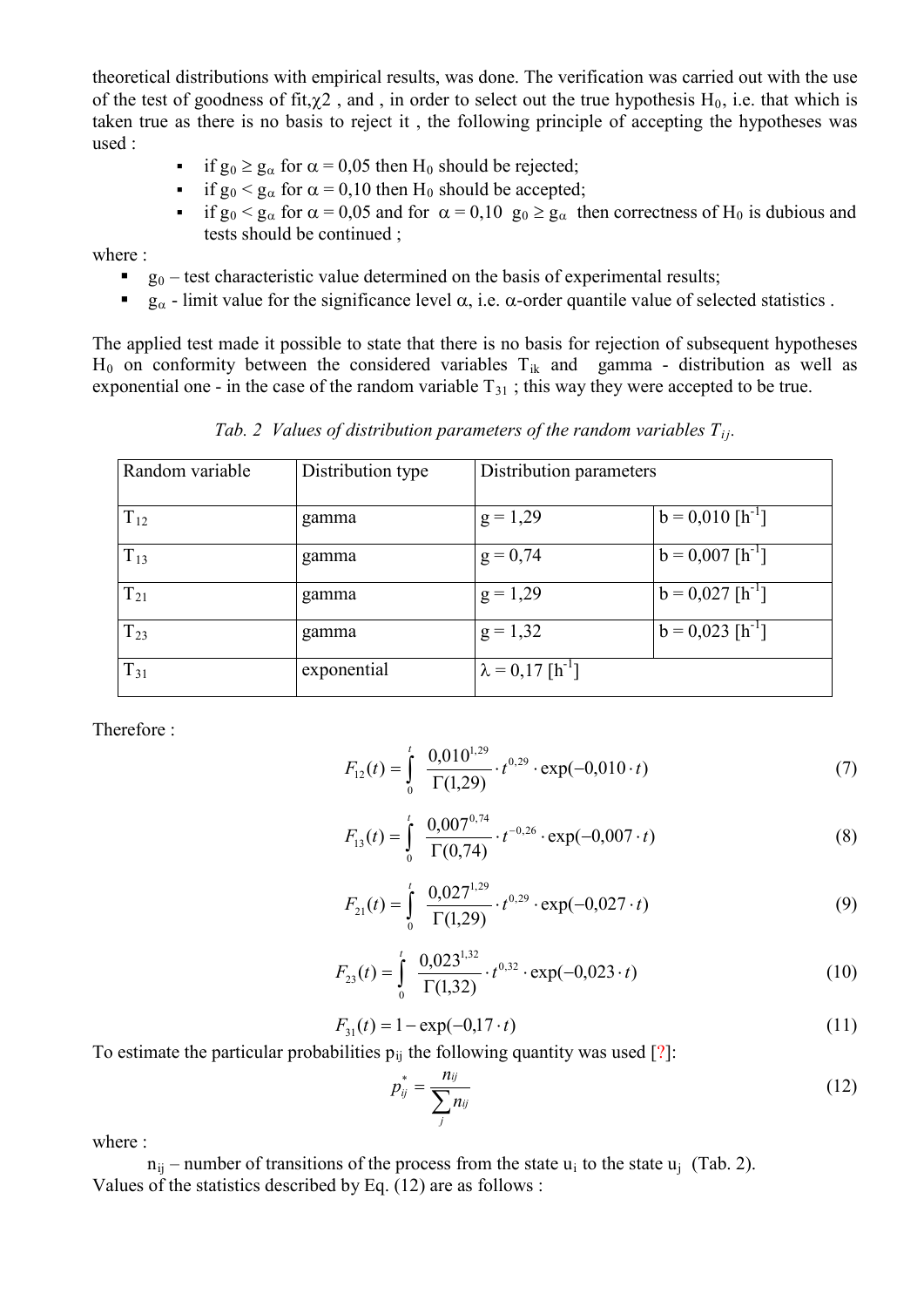theoretical distributions with empirical results, was done. The verification was carried out with the use of the test of goodness of fit,$\chi 2$ , and , in order to select out the true hypothesis $H_0$, i.e. that which is taken true as there is no basis to reject it , the following principle of accepting the hypotheses was used :

- if $g_0 \geq g_\alpha$ for $\alpha = 0{,}05$ then $H_0$ should be rejected;
- if $g_0 < g_\alpha$ for $\alpha = 0{,}10$ then $H_0$ should be accepted;
- if $g_0 < g_\alpha$ for $\alpha = 0{,}05$ and for $\alpha = 0{,}10$ $g_0 \geq g_\alpha$ then correctness of $H_0$ is dubious and tests should be continued ;

where :

- $g_0$ – test characteristic value determined on the basis of experimental results;
- $g_\alpha$ - limit value for the significance level $\alpha$, i.e. $\alpha$-order quantile value of selected statistics .

The applied test made it possible to state that there is no basis for rejection of subsequent hypotheses $H_0$ on conformity between the considered variables $T_{ik}$ and gamma - distribution as well as exponential one - in the case of the random variable $T_{31}$ ; this way they were accepted to be true.

*Tab. 2 Values of distribution parameters of the random variables $T_{ij}$.*

| Random variable | Distribution type | Distribution parameters | |
|---|---|---|---|
| $T_{12}$ | gamma | g = 1,29 | b = 0,010 [$h^{-1}$] |
| $T_{13}$ | gamma | g = 0,74 | b = 0,007 [$h^{-1}$] |
| $T_{21}$ | gamma | g = 1,29 | b = 0,027 [$h^{-1}$] |
| $T_{23}$ | gamma | g = 1,32 | b = 0,023 [$h^{-1}$] |
| $T_{31}$ | exponential | $\lambda$ = 0,17 [$h^{-1}$] | |

Therefore :

$$F_{12}(t) = \int_0^t \frac{0{,}010^{1{,}29}}{\Gamma(1{,}29)} \cdot t^{0{,}29} \cdot \exp(-0{,}010 \cdot t) \tag{7}$$

$$F_{13}(t) = \int_0^t \frac{0{,}007^{0{,}74}}{\Gamma(0{,}74)} \cdot t^{-0{,}26} \cdot \exp(-0{,}007 \cdot t) \tag{8}$$

$$F_{21}(t) = \int_0^t \frac{0{,}027^{1{,}29}}{\Gamma(1{,}29)} \cdot t^{0{,}29} \cdot \exp(-0{,}027 \cdot t) \tag{9}$$

$$F_{23}(t) = \int_0^t \frac{0{,}023^{1{,}32}}{\Gamma(1{,}32)} \cdot t^{0{,}32} \cdot \exp(-0{,}023 \cdot t) \tag{10}$$

$$F_{31}(t) = 1 - \exp(-0{,}17 \cdot t) \tag{11}$$

To estimate the particular probabilities $p_{ij}$ the following quantity was used [?]:

$$p_{ij}^* = \frac{n_{ij}}{\sum_j n_{ij}} \tag{12}$$

where :

$n_{ij}$ – number of transitions of the process from the state $u_i$ to the state $u_j$ (Tab. 2).

Values of the statistics described by Eq. (12) are as follows :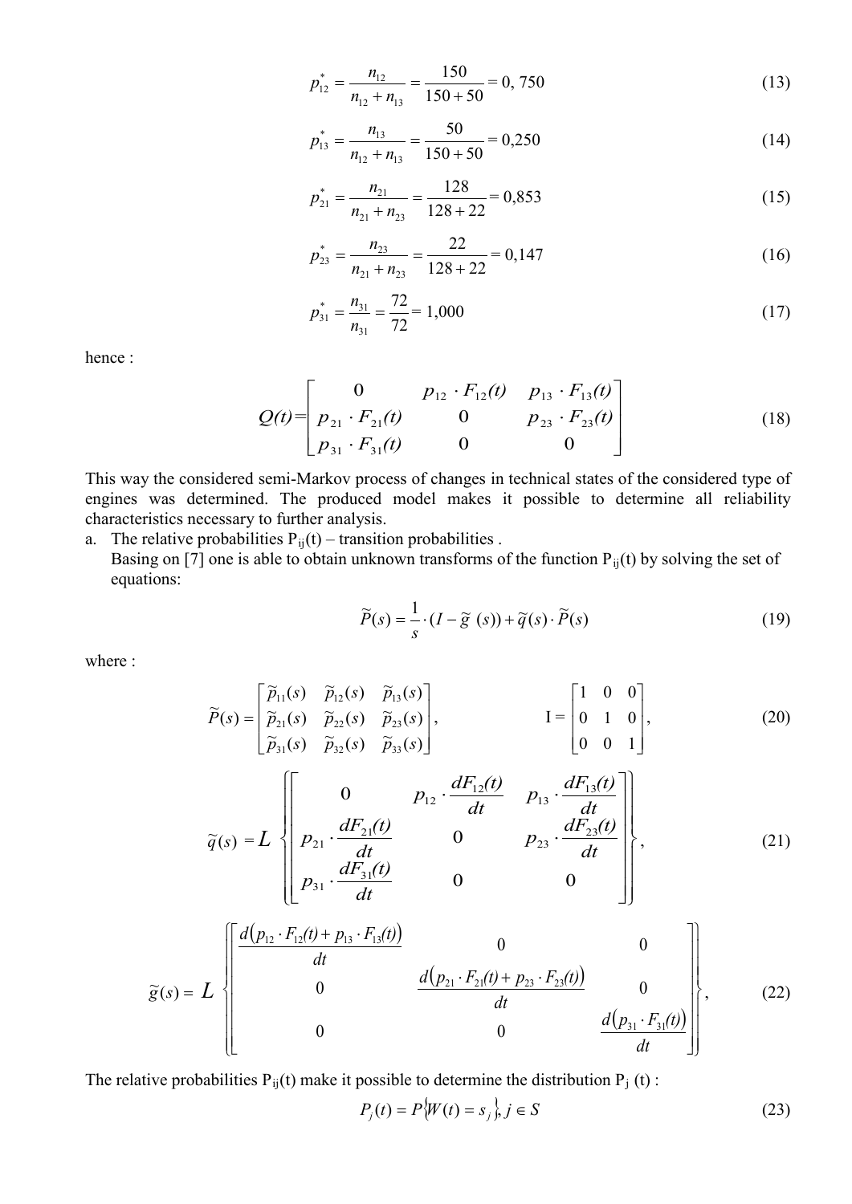$$p_{12}^* = \frac{n_{12}}{n_{12} + n_{13}} = \frac{150}{150 + 50} = 0,750 \tag{13}$$

$$p_{13}^* = \frac{n_{13}}{n_{12} + n_{13}} = \frac{50}{150 + 50} = 0,250 \tag{14}$$

$$p_{21}^* = \frac{n_{21}}{n_{21} + n_{23}} = \frac{128}{128 + 22} = 0,853 \tag{15}$$

$$p_{23}^* = \frac{n_{23}}{n_{21} + n_{23}} = \frac{22}{128 + 22} = 0,147 \tag{16}$$

$$p_{31}^* = \frac{n_{31}}{n_{31}} = \frac{72}{72} = 1,000 \tag{17}$$

hence :

$$Q(t) = \begin{bmatrix} 0 & p_{12} \cdot F_{12}(t) & p_{13} \cdot F_{13}(t) \\ p_{21} \cdot F_{21}(t) & 0 & p_{23} \cdot F_{23}(t) \\ p_{31} \cdot F_{31}(t) & 0 & 0 \end{bmatrix} \tag{18}$$

This way the considered semi-Markov process of changes in technical states of the considered type of engines was determined. The produced model makes it possible to determine all reliability characteristics necessary to further analysis.

a. The relative probabilities $P_{ij}(t)$ – transition probabilities .
   Basing on [7] one is able to obtain unknown transforms of the function $P_{ij}(t)$ by solving the set of equations:

$$\widetilde{P}(s) = \frac{1}{s} \cdot (I - \widetilde{g}\ (s)) + \widetilde{q}(s) \cdot \widetilde{P}(s) \tag{19}$$

where :

$$\widetilde{P}(s) = \begin{bmatrix} \widetilde{p}_{11}(s) & \widetilde{p}_{12}(s) & \widetilde{p}_{13}(s) \\ \widetilde{p}_{21}(s) & \widetilde{p}_{22}(s) & \widetilde{p}_{23}(s) \\ \widetilde{p}_{31}(s) & \widetilde{p}_{32}(s) & \widetilde{p}_{33}(s) \end{bmatrix}, \qquad \mathrm{I} = \begin{bmatrix} 1 & 0 & 0 \\ 0 & 1 & 0 \\ 0 & 0 & 1 \end{bmatrix}, \tag{20}$$

$$\widetilde{q}(s) = L \left\{ \begin{bmatrix} 0 & p_{12} \cdot \frac{dF_{12}(t)}{dt} & p_{13} \cdot \frac{dF_{13}(t)}{dt} \\ p_{21} \cdot \frac{dF_{21}(t)}{dt} & 0 & p_{23} \cdot \frac{dF_{23}(t)}{dt} \\ p_{31} \cdot \frac{dF_{31}(t)}{dt} & 0 & 0 \end{bmatrix} \right\}, \tag{21}$$

$$\widetilde{g}(s) = L \left\{ \begin{bmatrix} \frac{d\left(p_{12} \cdot F_{12}(t) + p_{13} \cdot F_{13}(t)\right)}{dt} & 0 & 0 \\ 0 & \frac{d\left(p_{21} \cdot F_{21}(t) + p_{23} \cdot F_{23}(t)\right)}{dt} & 0 \\ 0 & 0 & \frac{d\left(p_{31} \cdot F_{31}(t)\right)}{dt} \end{bmatrix} \right\}, \tag{22}$$

The relative probabilities $P_{ij}(t)$ make it possible to determine the distribution $P_j(t)$ :

$$P_j(t) = P\{W(t) = s_j\}, j \in S \tag{23}$$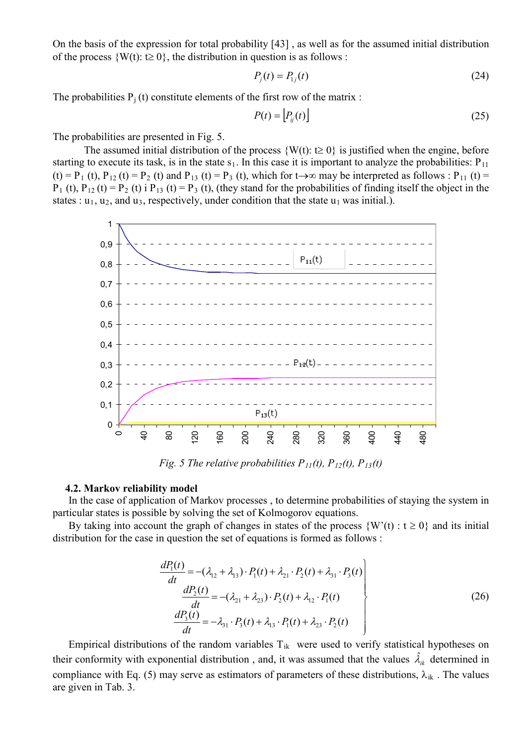On the basis of the expression for total probability [43] , as well as for the assumed initial distribution of the process $\{W(t): t \geq 0\}$, the distribution in question is as follows :

$$P_j(t) = P_{1j}(t) \tag{24}$$

The probabilities $P_j(t)$ constitute elements of the first row of the matrix :

$$P(t) = \lfloor P_{ij}(t) \rfloor \tag{25}$$

The probabilities are presented in Fig. 5.

The assumed initial distribution of the process $\{W(t): t \geq 0\}$ is justified when the engine, before starting to execute its task, is in the state $s_1$. In this case it is important to analyze the probabilities: $P_{11}(t) = P_1(t)$, $P_{12}(t) = P_2(t)$ and $P_{13}(t) = P_3(t)$, which for $t \to \infty$ may be interpreted as follows : $P_{11}(t) = P_1(t)$, $P_{12}(t) = P_2(t)$ i $P_{13}(t) = P_3(t)$, (they stand for the probabilities of finding itself the object in the states : $u_1$, $u_2$, and $u_3$, respectively, under condition that the state $u_1$ was initial.).

*Fig. 5 The relative probabilities $P_{11}(t)$, $P_{12}(t)$, $P_{13}(t)$*

### 4.2. Markov reliability model

In the case of application of Markov processes , to determine probabilities of staying the system in particular states is possible by solving the set of Kolmogorov equations.

By taking into account the graph of changes in states of the process $\{W'(t) : t \geq 0\}$ and its initial distribution for the case in question the set of equations is formed as follows :

$$\left.\begin{aligned}
\frac{dP_1(t)}{dt} &= -(\lambda_{12} + \lambda_{13}) \cdot P_1(t) + \lambda_{21} \cdot P_2(t) + \lambda_{31} \cdot P_3(t) \\
\frac{dP_2(t)}{dt} &= -(\lambda_{21} + \lambda_{23}) \cdot P_2(t) + \lambda_{12} \cdot P_1(t) \\
\frac{dP_3(t)}{dt} &= -\lambda_{31} \cdot P_3(t) + \lambda_{13} \cdot P_1(t) + \lambda_{23} \cdot P_2(t)
\end{aligned}\right\} \tag{26}$$

Empirical distributions of the random variables $T_{ik}$ were used to verify statistical hypotheses on their conformity with exponential distribution , and, it was assumed that the values $\hat{\lambda}_{ik}$ determined in compliance with Eq. (5) may serve as estimators of parameters of these distributions, $\lambda_{ik}$ . The values are given in Tab. 3.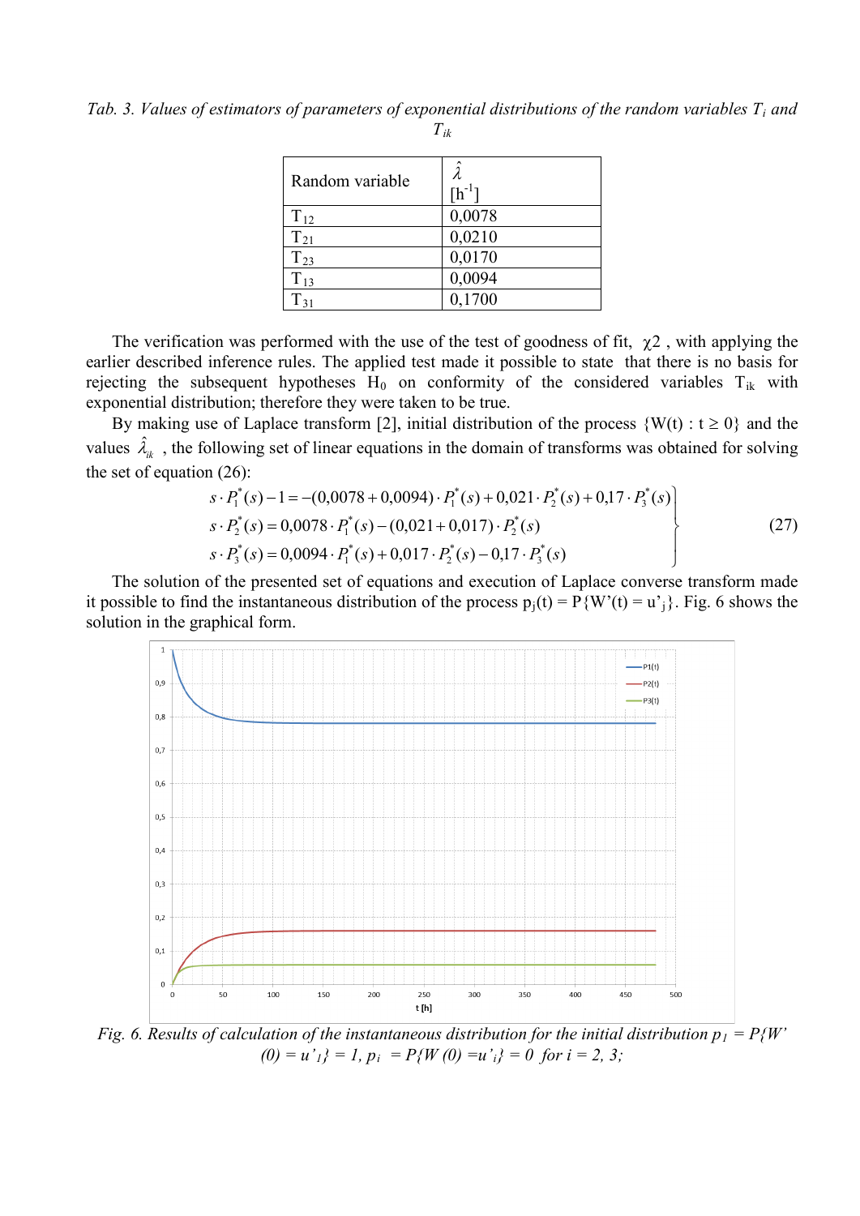*Tab. 3. Values of estimators of parameters of exponential distributions of the random variables $T_i$ and $T_{ik}$*

| Random variable | $\hat{\lambda}$ [$h^{-1}$] |
|---|---|
| $T_{12}$ | 0,0078 |
| $T_{21}$ | 0,0210 |
| $T_{23}$ | 0,0170 |
| $T_{13}$ | 0,0094 |
| $T_{31}$ | 0,1700 |

The verification was performed with the use of the test of goodness of fit, $\chi 2$ , with applying the earlier described inference rules. The applied test made it possible to state that there is no basis for rejecting the subsequent hypotheses $H_0$ on conformity of the considered variables $T_{ik}$ with exponential distribution; therefore they were taken to be true.

By making use of Laplace transform [2], initial distribution of the process $\{W(t) : t \geq 0\}$ and the values $\hat{\lambda}_{ik}$ , the following set of linear equations in the domain of transforms was obtained for solving the set of equation (26):

$$\left.\begin{aligned} s \cdot P_1^*(s) - 1 &= -(0{,}0078 + 0{,}0094) \cdot P_1^*(s) + 0{,}021 \cdot P_2^*(s) + 0{,}17 \cdot P_3^*(s) \\ s \cdot P_2^*(s) &= 0{,}0078 \cdot P_1^*(s) - (0{,}021 + 0{,}017) \cdot P_2^*(s) \\ s \cdot P_3^*(s) &= 0{,}0094 \cdot P_1^*(s) + 0{,}017 \cdot P_2^*(s) - 0{,}17 \cdot P_3^*(s) \end{aligned}\right\} \tag{27}$$

The solution of the presented set of equations and execution of Laplace converse transform made it possible to find the instantaneous distribution of the process $p_j(t) = P\{W'(t) = u'_j\}$. Fig. 6 shows the solution in the graphical form.

*Fig. 6. Results of calculation of the instantaneous distribution for the initial distribution $p_1 = P\{W'(0) = u'_1\} = 1$, $p_i = P\{W(0) = u'_i\} = 0$ for $i = 2, 3$;*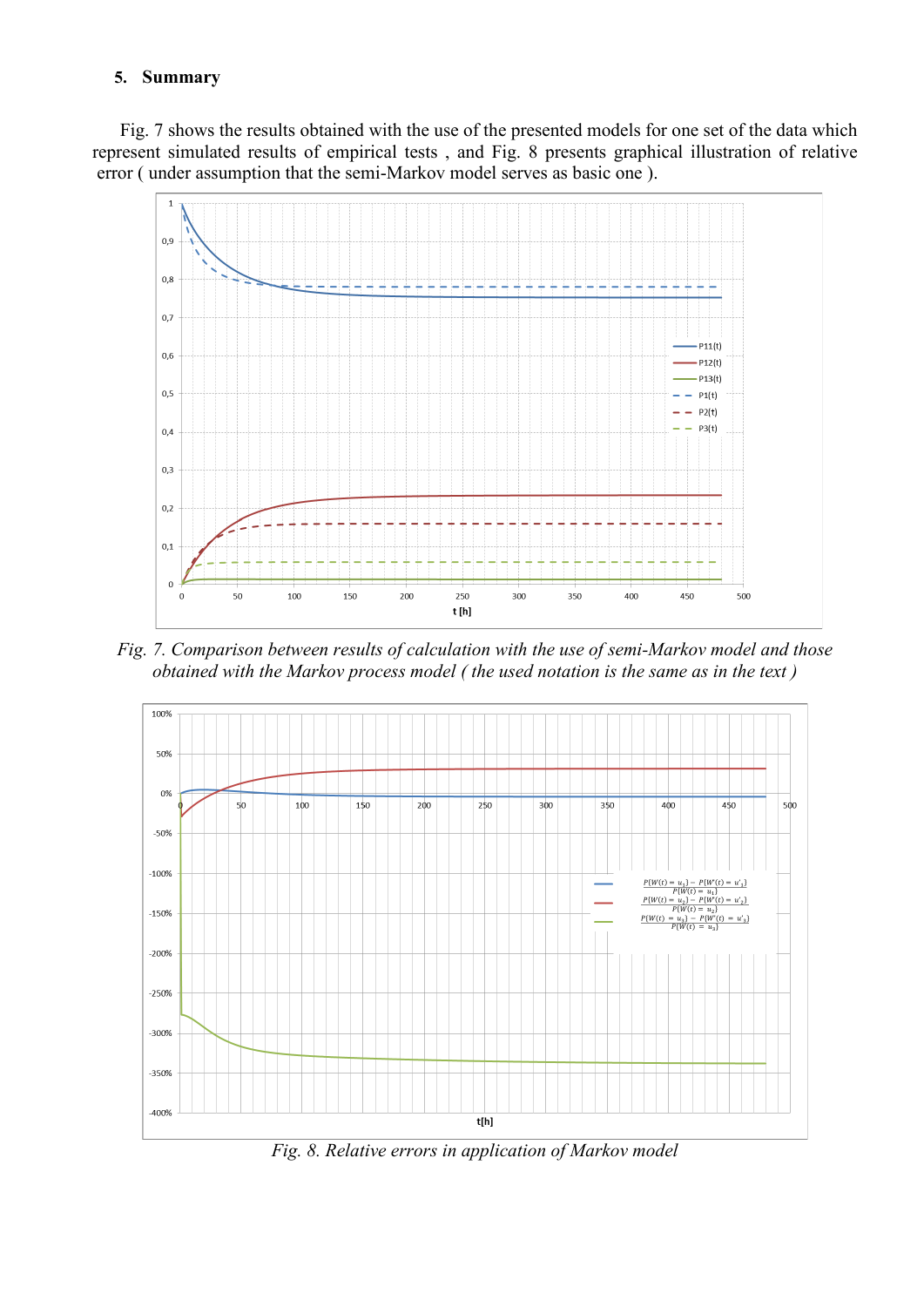## 5. Summary

Fig. 7 shows the results obtained with the use of the presented models for one set of the data which represent simulated results of empirical tests , and Fig. 8 presents graphical illustration of relative error ( under assumption that the semi-Markov model serves as basic one ).

*Fig. 7. Comparison between results of calculation with the use of semi-Markov model and those obtained with the Markov process model ( the used notation is the same as in the text )*

*Fig. 8. Relative errors in application of Markov model*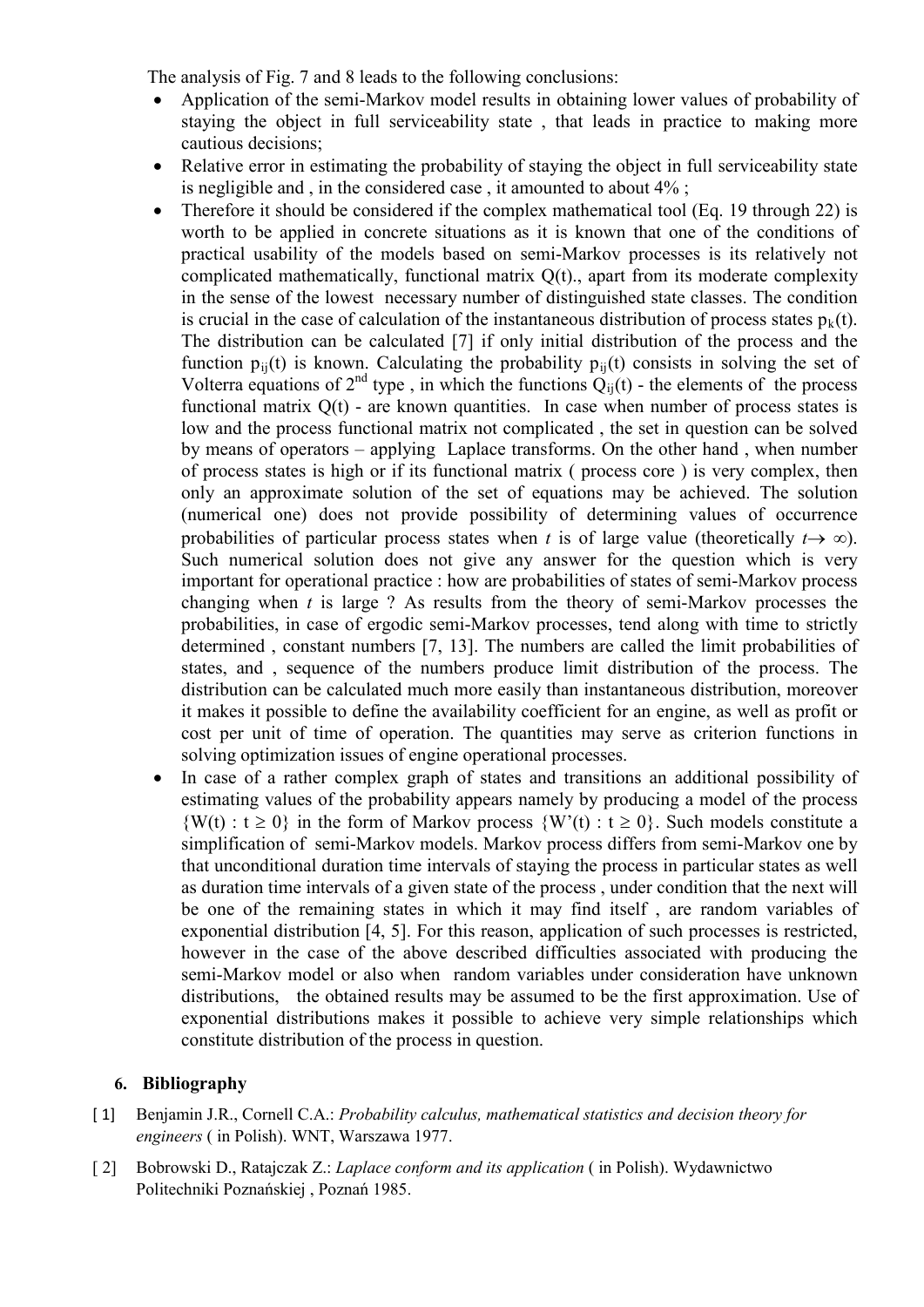The analysis of Fig. 7 and 8 leads to the following conclusions:

- Application of the semi-Markov model results in obtaining lower values of probability of staying the object in full serviceability state , that leads in practice to making more cautious decisions;
- Relative error in estimating the probability of staying the object in full serviceability state is negligible and , in the considered case , it amounted to about 4% ;
- Therefore it should be considered if the complex mathematical tool (Eq. 19 through 22) is worth to be applied in concrete situations as it is known that one of the conditions of practical usability of the models based on semi-Markov processes is its relatively not complicated mathematically, functional matrix $Q(t)$., apart from its moderate complexity in the sense of the lowest necessary number of distinguished state classes. The condition is crucial in the case of calculation of the instantaneous distribution of process states $p_k(t)$. The distribution can be calculated [7] if only initial distribution of the process and the function $p_{ij}(t)$ is known. Calculating the probability $p_{ij}(t)$ consists in solving the set of Volterra equations of 2[nd] type , in which the functions $Q_{ij}(t)$ - the elements of the process functional matrix $Q(t)$ - are known quantities. In case when number of process states is low and the process functional matrix not complicated , the set in question can be solved by means of operators – applying Laplace transforms. On the other hand , when number of process states is high or if its functional matrix ( process core ) is very complex, then only an approximate solution of the set of equations may be achieved. The solution (numerical one) does not provide possibility of determining values of occurrence probabilities of particular process states when *t* is of large value (theoretically $t \rightarrow \infty$). Such numerical solution does not give any answer for the question which is very important for operational practice : how are probabilities of states of semi-Markov process changing when *t* is large ? As results from the theory of semi-Markov processes the probabilities, in case of ergodic semi-Markov processes, tend along with time to strictly determined , constant numbers [7, 13]. The numbers are called the limit probabilities of states, and , sequence of the numbers produce limit distribution of the process. The distribution can be calculated much more easily than instantaneous distribution, moreover it makes it possible to define the availability coefficient for an engine, as well as profit or cost per unit of time of operation. The quantities may serve as criterion functions in solving optimization issues of engine operational processes.
- In case of a rather complex graph of states and transitions an additional possibility of estimating values of the probability appears namely by producing a model of the process $\{W(t) : t \geq 0\}$ in the form of Markov process $\{W'(t) : t \geq 0\}$. Such models constitute a simplification of semi-Markov models. Markov process differs from semi-Markov one by that unconditional duration time intervals of staying the process in particular states as well as duration time intervals of a given state of the process , under condition that the next will be one of the remaining states in which it may find itself , are random variables of exponential distribution [4, 5]. For this reason, application of such processes is restricted, however in the case of the above described difficulties associated with producing the semi-Markov model or also when random variables under consideration have unknown distributions, the obtained results may be assumed to be the first approximation. Use of exponential distributions makes it possible to achieve very simple relationships which constitute distribution of the process in question.

## 6. Bibliography

[ 1] Benjamin J.R., Cornell C.A.: *Probability calculus, mathematical statistics and decision theory for engineers* ( in Polish). WNT, Warszawa 1977.

[ 2] Bobrowski D., Ratajczak Z.: *Laplace conform and its application* ( in Polish). Wydawnictwo Politechniki Poznańskiej , Poznań 1985.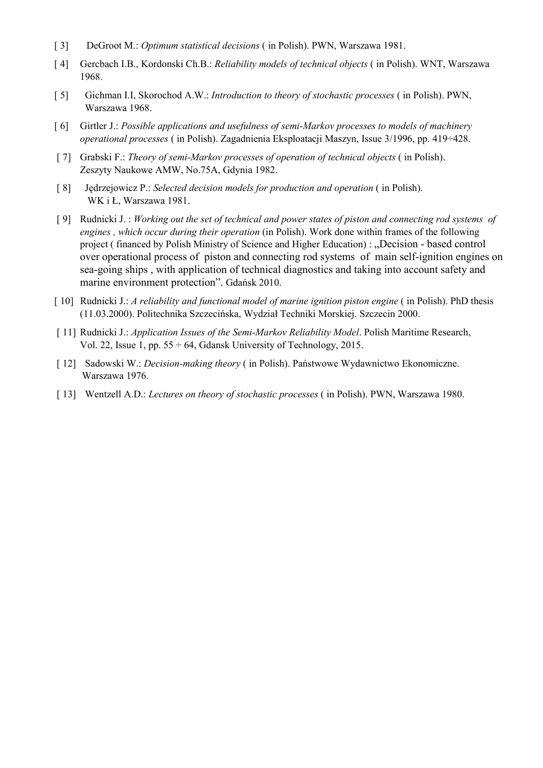[ 3] DeGroot M.: *Optimum statistical decisions* ( in Polish). PWN, Warszawa 1981.

[ 4] Gercbach I.B., Kordonski Ch.B.: *Reliability models of technical objects* ( in Polish). WNT, Warszawa 1968.

[ 5] Gichman I.I, Skorochod A.W.: *Introduction to theory of stochastic processes* ( in Polish). PWN, Warszawa 1968.

[ 6] Girtler J.: *Possible applications and usefulness of semi-Markov processes to models of machinery operational processes* ( in Polish). Zagadnienia Eksploatacji Maszyn, Issue 3/1996, pp. 419÷428.

[ 7] Grabski F.: *Theory of semi-Markov processes of operation of technical objects* ( in Polish). Zeszyty Naukowe AMW, No.75A, Gdynia 1982.

[ 8] Jędrzejowicz P.: *Selected decision models for production and operation* ( in Polish). WK i Ł, Warszawa 1981.

[ 9] Rudnicki J. : *Working out the set of technical and power states of piston and connecting rod systems of engines , which occur during their operation* (in Polish). Work done within frames of the following project ( financed by Polish Ministry of Science and Higher Education) : „Decision - based control over operational process of piston and connecting rod systems of main self-ignition engines on sea-going ships , with application of technical diagnostics and taking into account safety and marine environment protection". Gdańsk 2010.

[ 10] Rudnicki J.: *A reliability and functional model of marine ignition piston engine* ( in Polish). PhD thesis (11.03.2000). Politechnika Szczecińska, Wydział Techniki Morskiej. Szczecin 2000.

[ 11] Rudnicki J.: *Application Issues of the Semi-Markov Reliability Model*. Polish Maritime Research, Vol. 22, Issue 1, pp. 55 ÷ 64, Gdansk University of Technology, 2015.

[ 12] Sadowski W.: *Decision-making theory* ( in Polish). Państwowe Wydawnictwo Ekonomiczne. Warszawa 1976.

[ 13] Wentzell A.D.: *Lectures on theory of stochastic processes* ( in Polish). PWN, Warszawa 1980.